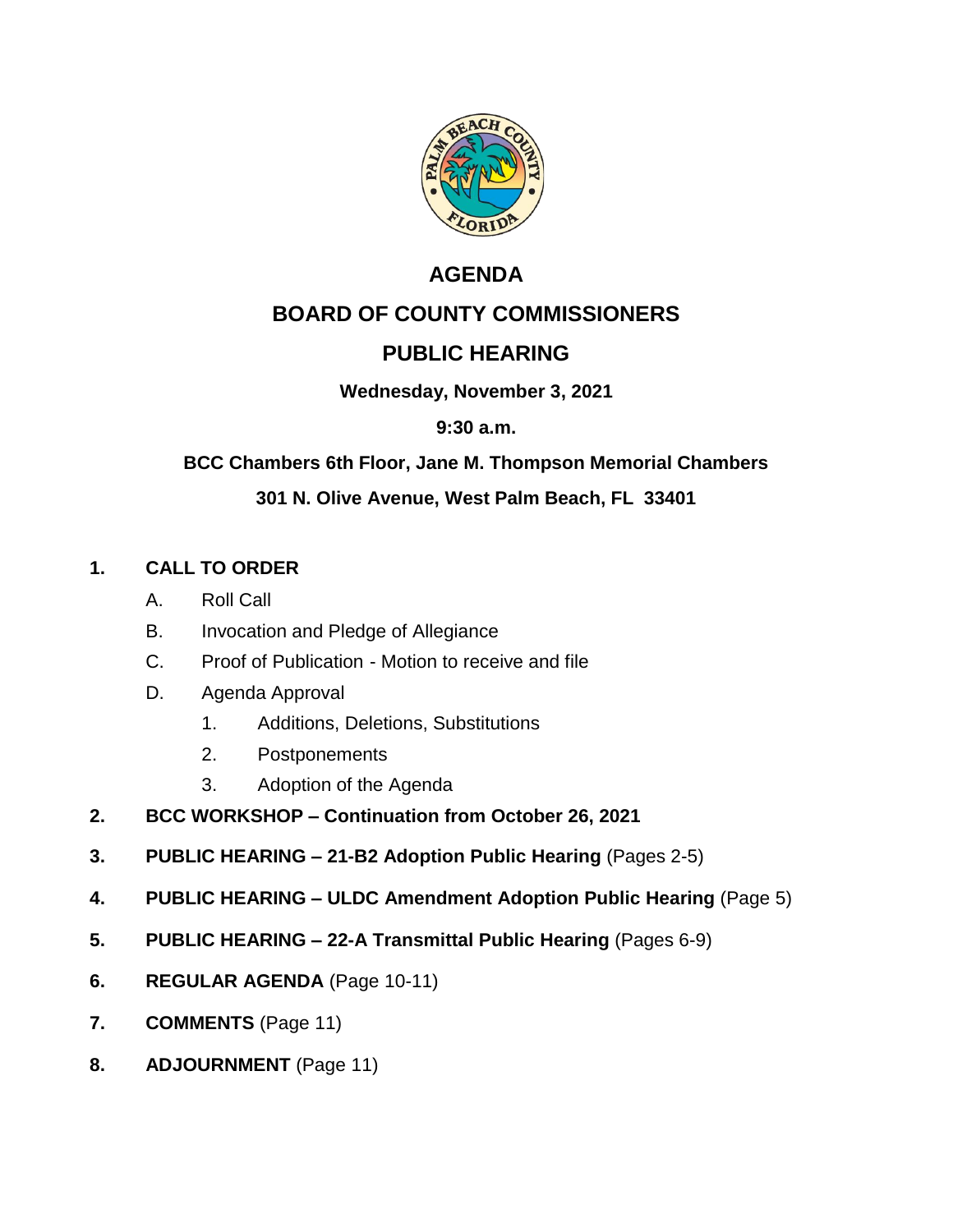# AGENDA

## BOARD OF COUNTY COMMISSIONERS

## PUBLIC HEARING

**Wednesday, November 3, 2021**

**9:30 a.m.**

**BCC Chambers 6th Floor, Jane M. Thompson Memorial Chambers**

**301 N. Olive Avenue, West Palm Beach, FL 33401**

1. **CALL TO ORDER**
   - A. Roll Call
   - B. Invocation and Pledge of Allegiance
   - C. Proof of Publication - Motion to receive and file
   - D. Agenda Approval
     1. Additions, Deletions, Substitutions
     2. Postponements
     3. Adoption of the Agenda
2. **BCC WORKSHOP – Continuation from October 26, 2021**
3. **PUBLIC HEARING – 21-B2 Adoption Public Hearing** (Pages 2-5)
4. **PUBLIC HEARING – ULDC Amendment Adoption Public Hearing** (Page 5)
5. **PUBLIC HEARING – 22-A Transmittal Public Hearing** (Pages 6-9)
6. **REGULAR AGENDA** (Page 10-11)
7. **COMMENTS** (Page 11)
8. **ADJOURNMENT** (Page 11)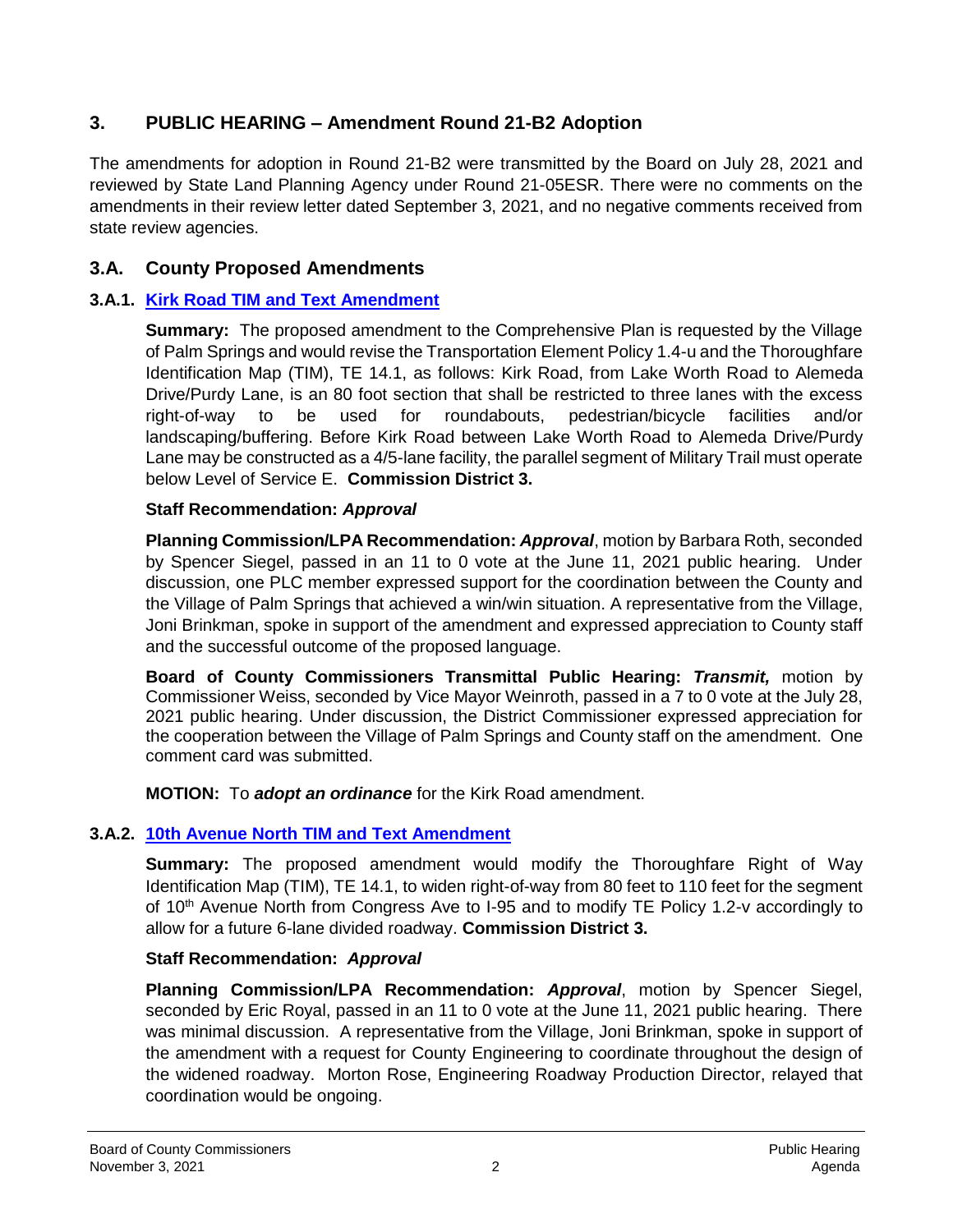## 3. PUBLIC HEARING – Amendment Round 21-B2 Adoption

The amendments for adoption in Round 21-B2 were transmitted by the Board on July 28, 2021 and reviewed by State Land Planning Agency under Round 21-05ESR. There were no comments on the amendments in their review letter dated September 3, 2021, and no negative comments received from state review agencies.

### 3.A. County Proposed Amendments

#### 3.A.1. Kirk Road TIM and Text Amendment

**Summary:** The proposed amendment to the Comprehensive Plan is requested by the Village of Palm Springs and would revise the Transportation Element Policy 1.4-u and the Thoroughfare Identification Map (TIM), TE 14.1, as follows: Kirk Road, from Lake Worth Road to Alemeda Drive/Purdy Lane, is an 80 foot section that shall be restricted to three lanes with the excess right-of-way to be used for roundabouts, pedestrian/bicycle facilities and/or landscaping/buffering. Before Kirk Road between Lake Worth Road to Alemeda Drive/Purdy Lane may be constructed as a 4/5-lane facility, the parallel segment of Military Trail must operate below Level of Service E. **Commission District 3.**

**Staff Recommendation:** ***Approval***

**Planning Commission/LPA Recommendation:** ***Approval***, motion by Barbara Roth, seconded by Spencer Siegel, passed in an 11 to 0 vote at the June 11, 2021 public hearing. Under discussion, one PLC member expressed support for the coordination between the County and the Village of Palm Springs that achieved a win/win situation. A representative from the Village, Joni Brinkman, spoke in support of the amendment and expressed appreciation to County staff and the successful outcome of the proposed language.

**Board of County Commissioners Transmittal Public Hearing:** ***Transmit,*** motion by Commissioner Weiss, seconded by Vice Mayor Weinroth, passed in a 7 to 0 vote at the July 28, 2021 public hearing. Under discussion, the District Commissioner expressed appreciation for the cooperation between the Village of Palm Springs and County staff on the amendment. One comment card was submitted.

**MOTION:** To ***adopt an ordinance*** for the Kirk Road amendment.

#### 3.A.2. 10th Avenue North TIM and Text Amendment

**Summary:** The proposed amendment would modify the Thoroughfare Right of Way Identification Map (TIM), TE 14.1, to widen right-of-way from 80 feet to 110 feet for the segment of 10th Avenue North from Congress Ave to I-95 and to modify TE Policy 1.2-v accordingly to allow for a future 6-lane divided roadway. **Commission District 3.**

**Staff Recommendation:** ***Approval***

**Planning Commission/LPA Recommendation:** ***Approval***, motion by Spencer Siegel, seconded by Eric Royal, passed in an 11 to 0 vote at the June 11, 2021 public hearing. There was minimal discussion. A representative from the Village, Joni Brinkman, spoke in support of the amendment with a request for County Engineering to coordinate throughout the design of the widened roadway. Morton Rose, Engineering Roadway Production Director, relayed that coordination would be ongoing.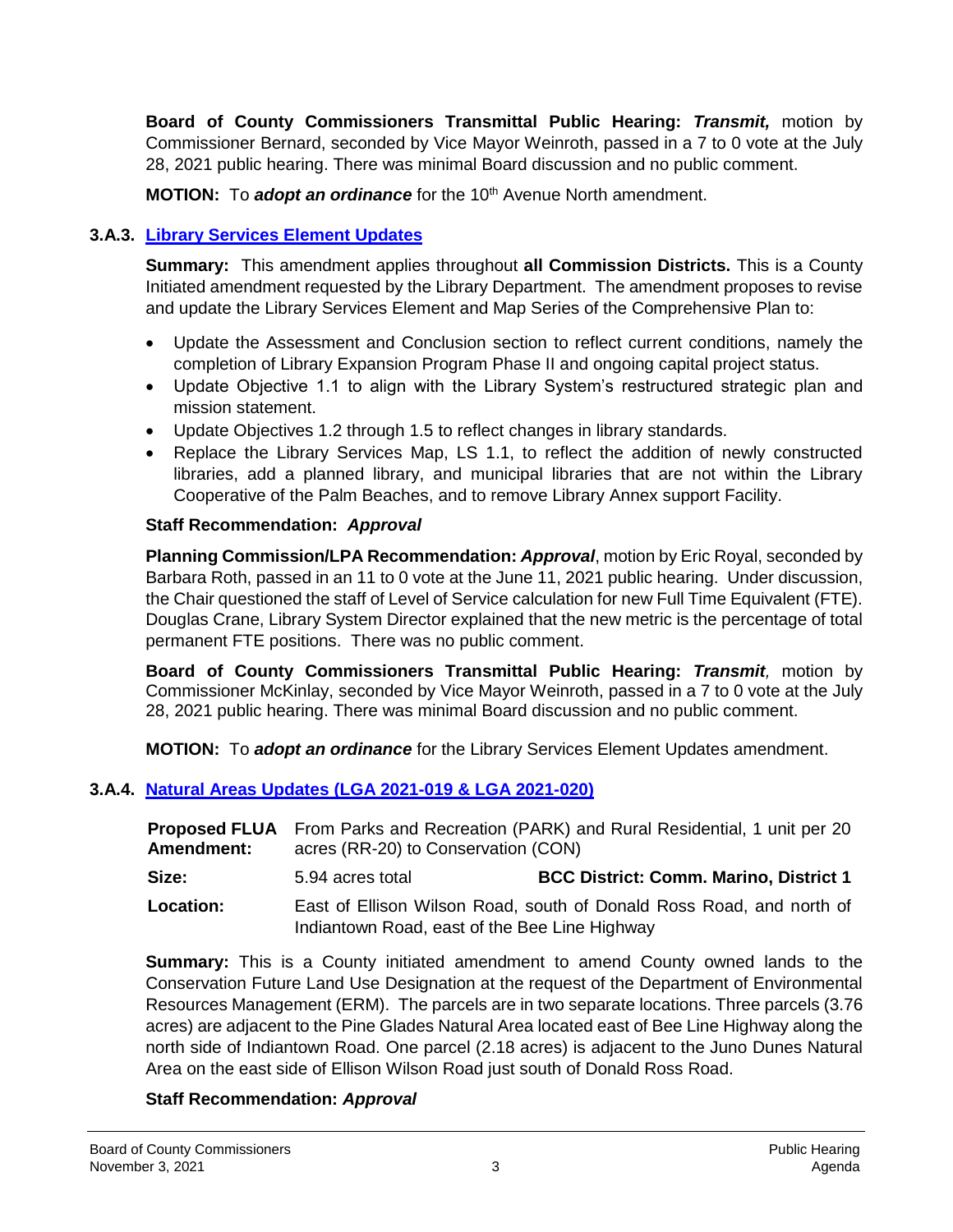**Board of County Commissioners Transmittal Public Hearing:** ***Transmit,*** motion by Commissioner Bernard, seconded by Vice Mayor Weinroth, passed in a 7 to 0 vote at the July 28, 2021 public hearing. There was minimal Board discussion and no public comment.

**MOTION:** To ***adopt an ordinance*** for the 10th Avenue North amendment.

### 3.A.3. Library Services Element Updates

**Summary:** This amendment applies throughout **all Commission Districts.** This is a County Initiated amendment requested by the Library Department. The amendment proposes to revise and update the Library Services Element and Map Series of the Comprehensive Plan to:

- Update the Assessment and Conclusion section to reflect current conditions, namely the completion of Library Expansion Program Phase II and ongoing capital project status.
- Update Objective 1.1 to align with the Library System's restructured strategic plan and mission statement.
- Update Objectives 1.2 through 1.5 to reflect changes in library standards.
- Replace the Library Services Map, LS 1.1, to reflect the addition of newly constructed libraries, add a planned library, and municipal libraries that are not within the Library Cooperative of the Palm Beaches, and to remove Library Annex support Facility.

**Staff Recommendation:** ***Approval***

**Planning Commission/LPA Recommendation:** ***Approval***, motion by Eric Royal, seconded by Barbara Roth, passed in an 11 to 0 vote at the June 11, 2021 public hearing. Under discussion, the Chair questioned the staff of Level of Service calculation for new Full Time Equivalent (FTE). Douglas Crane, Library System Director explained that the new metric is the percentage of total permanent FTE positions. There was no public comment.

**Board of County Commissioners Transmittal Public Hearing:** ***Transmit,*** motion by Commissioner McKinlay, seconded by Vice Mayor Weinroth, passed in a 7 to 0 vote at the July 28, 2021 public hearing. There was minimal Board discussion and no public comment.

**MOTION:** To ***adopt an ordinance*** for the Library Services Element Updates amendment.

### 3.A.4. Natural Areas Updates (LGA 2021-019 & LGA 2021-020)

| | | |
|---|---|---|
| **Proposed FLUA Amendment:** | From Parks and Recreation (PARK) and Rural Residential, 1 unit per 20 acres (RR-20) to Conservation (CON) | |
| **Size:** | 5.94 acres total | **BCC District: Comm. Marino, District 1** |
| **Location:** | East of Ellison Wilson Road, south of Donald Ross Road, and north of Indiantown Road, east of the Bee Line Highway | |

**Summary:** This is a County initiated amendment to amend County owned lands to the Conservation Future Land Use Designation at the request of the Department of Environmental Resources Management (ERM). The parcels are in two separate locations. Three parcels (3.76 acres) are adjacent to the Pine Glades Natural Area located east of Bee Line Highway along the north side of Indiantown Road. One parcel (2.18 acres) is adjacent to the Juno Dunes Natural Area on the east side of Ellison Wilson Road just south of Donald Ross Road.

**Staff Recommendation:** ***Approval***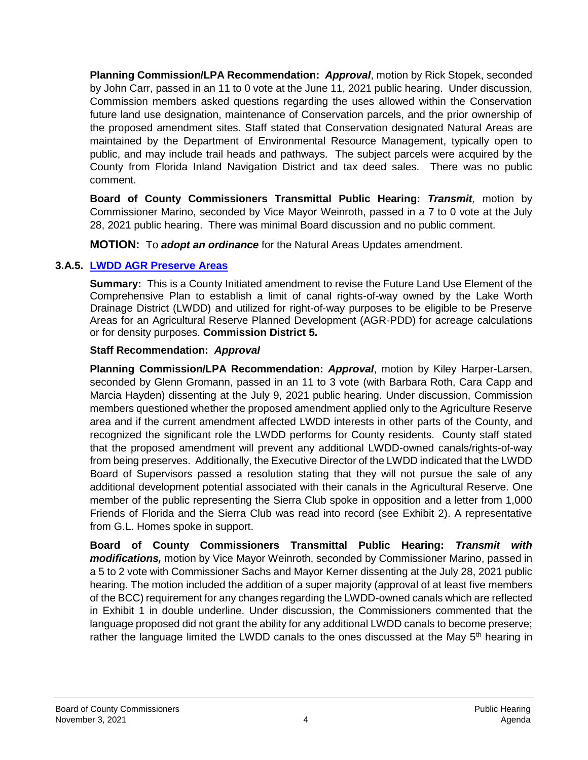**Planning Commission/LPA Recommendation:** ***Approval***, motion by Rick Stopek, seconded by John Carr, passed in an 11 to 0 vote at the June 11, 2021 public hearing. Under discussion, Commission members asked questions regarding the uses allowed within the Conservation future land use designation, maintenance of Conservation parcels, and the prior ownership of the proposed amendment sites. Staff stated that Conservation designated Natural Areas are maintained by the Department of Environmental Resource Management, typically open to public, and may include trail heads and pathways. The subject parcels were acquired by the County from Florida Inland Navigation District and tax deed sales. There was no public comment.

**Board of County Commissioners Transmittal Public Hearing:** ***Transmit**,* motion by Commissioner Marino, seconded by Vice Mayor Weinroth, passed in a 7 to 0 vote at the July 28, 2021 public hearing. There was minimal Board discussion and no public comment.

**MOTION:** To ***adopt an ordinance*** for the Natural Areas Updates amendment.

### 3.A.5. LWDD AGR Preserve Areas

**Summary:** This is a County Initiated amendment to revise the Future Land Use Element of the Comprehensive Plan to establish a limit of canal rights-of-way owned by the Lake Worth Drainage District (LWDD) and utilized for right-of-way purposes to be eligible to be Preserve Areas for an Agricultural Reserve Planned Development (AGR-PDD) for acreage calculations or for density purposes. **Commission District 5.**

**Staff Recommendation:** ***Approval***

**Planning Commission/LPA Recommendation:** ***Approval***, motion by Kiley Harper-Larsen, seconded by Glenn Gromann, passed in an 11 to 3 vote (with Barbara Roth, Cara Capp and Marcia Hayden) dissenting at the July 9, 2021 public hearing. Under discussion, Commission members questioned whether the proposed amendment applied only to the Agriculture Reserve area and if the current amendment affected LWDD interests in other parts of the County, and recognized the significant role the LWDD performs for County residents. County staff stated that the proposed amendment will prevent any additional LWDD-owned canals/rights-of-way from being preserves. Additionally, the Executive Director of the LWDD indicated that the LWDD Board of Supervisors passed a resolution stating that they will not pursue the sale of any additional development potential associated with their canals in the Agricultural Reserve. One member of the public representing the Sierra Club spoke in opposition and a letter from 1,000 Friends of Florida and the Sierra Club was read into record (see Exhibit 2). A representative from G.L. Homes spoke in support.

**Board of County Commissioners Transmittal Public Hearing:** ***Transmit with modifications,*** motion by Vice Mayor Weinroth, seconded by Commissioner Marino, passed in a 5 to 2 vote with Commissioner Sachs and Mayor Kerner dissenting at the July 28, 2021 public hearing. The motion included the addition of a super majority (approval of at least five members of the BCC) requirement for any changes regarding the LWDD-owned canals which are reflected in Exhibit 1 in double underline. Under discussion, the Commissioners commented that the language proposed did not grant the ability for any additional LWDD canals to become preserve; rather the language limited the LWDD canals to the ones discussed at the May 5th hearing in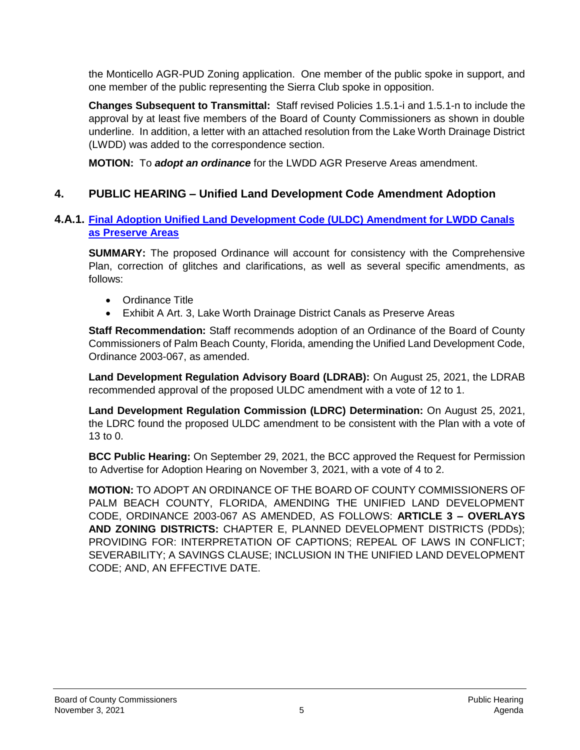the Monticello AGR-PUD Zoning application. One member of the public spoke in support, and one member of the public representing the Sierra Club spoke in opposition.

**Changes Subsequent to Transmittal:** Staff revised Policies 1.5.1-i and 1.5.1-n to include the approval by at least five members of the Board of County Commissioners as shown in double underline. In addition, a letter with an attached resolution from the Lake Worth Drainage District (LWDD) was added to the correspondence section.

**MOTION:** To ***adopt an ordinance*** for the LWDD AGR Preserve Areas amendment.

## 4. PUBLIC HEARING – Unified Land Development Code Amendment Adoption

### 4.A.1. Final Adoption Unified Land Development Code (ULDC) Amendment for LWDD Canals as Preserve Areas

**SUMMARY:** The proposed Ordinance will account for consistency with the Comprehensive Plan, correction of glitches and clarifications, as well as several specific amendments, as follows:

- Ordinance Title
- Exhibit A Art. 3, Lake Worth Drainage District Canals as Preserve Areas

**Staff Recommendation:** Staff recommends adoption of an Ordinance of the Board of County Commissioners of Palm Beach County, Florida, amending the Unified Land Development Code, Ordinance 2003-067, as amended.

**Land Development Regulation Advisory Board (LDRAB):** On August 25, 2021, the LDRAB recommended approval of the proposed ULDC amendment with a vote of 12 to 1.

**Land Development Regulation Commission (LDRC) Determination:** On August 25, 2021, the LDRC found the proposed ULDC amendment to be consistent with the Plan with a vote of 13 to 0.

**BCC Public Hearing:** On September 29, 2021, the BCC approved the Request for Permission to Advertise for Adoption Hearing on November 3, 2021, with a vote of 4 to 2.

**MOTION:** TO ADOPT AN ORDINANCE OF THE BOARD OF COUNTY COMMISSIONERS OF PALM BEACH COUNTY, FLORIDA, AMENDING THE UNIFIED LAND DEVELOPMENT CODE, ORDINANCE 2003-067 AS AMENDED, AS FOLLOWS: **ARTICLE 3 – OVERLAYS AND ZONING DISTRICTS:** CHAPTER E, PLANNED DEVELOPMENT DISTRICTS (PDDs); PROVIDING FOR: INTERPRETATION OF CAPTIONS; REPEAL OF LAWS IN CONFLICT; SEVERABILITY; A SAVINGS CLAUSE; INCLUSION IN THE UNIFIED LAND DEVELOPMENT CODE; AND, AN EFFECTIVE DATE.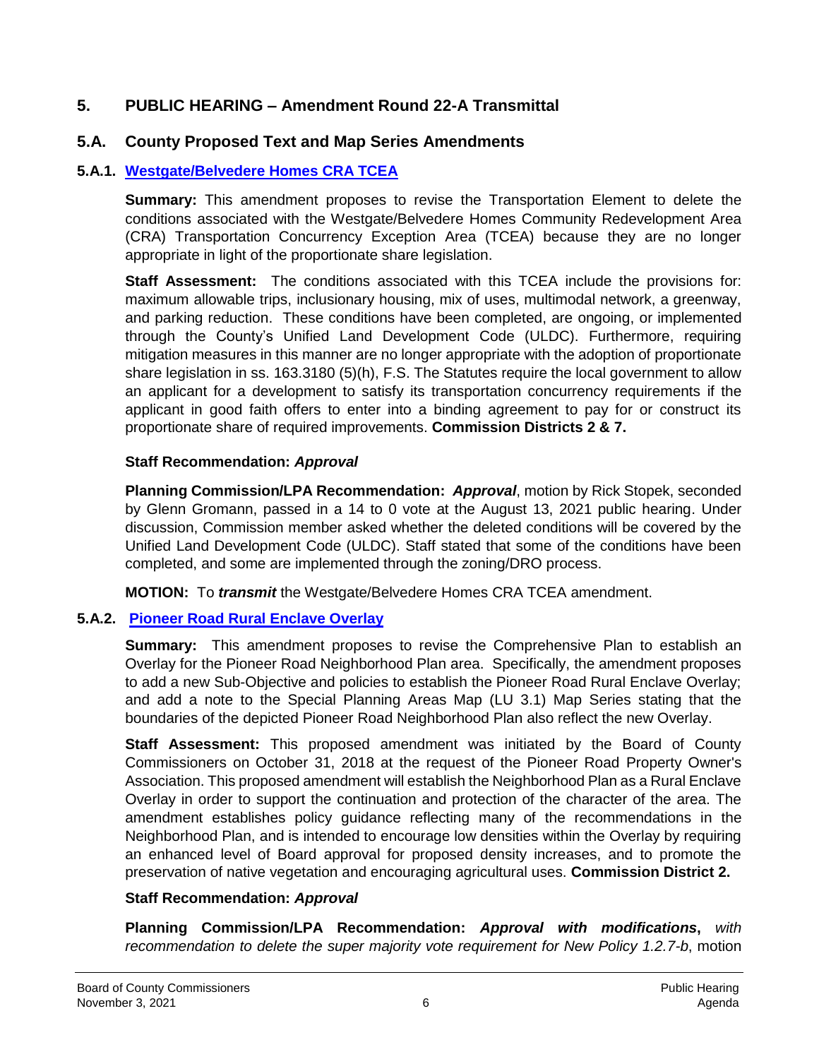## 5. PUBLIC HEARING – Amendment Round 22-A Transmittal

## 5.A. County Proposed Text and Map Series Amendments

### 5.A.1. [Westgate/Belvedere Homes CRA TCEA]()

**Summary:** This amendment proposes to revise the Transportation Element to delete the conditions associated with the Westgate/Belvedere Homes Community Redevelopment Area (CRA) Transportation Concurrency Exception Area (TCEA) because they are no longer appropriate in light of the proportionate share legislation.

**Staff Assessment:** The conditions associated with this TCEA include the provisions for: maximum allowable trips, inclusionary housing, mix of uses, multimodal network, a greenway, and parking reduction. These conditions have been completed, are ongoing, or implemented through the County's Unified Land Development Code (ULDC). Furthermore, requiring mitigation measures in this manner are no longer appropriate with the adoption of proportionate share legislation in ss. 163.3180 (5)(h), F.S. The Statutes require the local government to allow an applicant for a development to satisfy its transportation concurrency requirements if the applicant in good faith offers to enter into a binding agreement to pay for or construct its proportionate share of required improvements. **Commission Districts 2 & 7.**

**Staff Recommendation:** ***Approval***

**Planning Commission/LPA Recommendation:** ***Approval***, motion by Rick Stopek, seconded by Glenn Gromann, passed in a 14 to 0 vote at the August 13, 2021 public hearing. Under discussion, Commission member asked whether the deleted conditions will be covered by the Unified Land Development Code (ULDC). Staff stated that some of the conditions have been completed, and some are implemented through the zoning/DRO process.

**MOTION:** To ***transmit*** the Westgate/Belvedere Homes CRA TCEA amendment.

### 5.A.2. [Pioneer Road Rural Enclave Overlay]()

**Summary:** This amendment proposes to revise the Comprehensive Plan to establish an Overlay for the Pioneer Road Neighborhood Plan area. Specifically, the amendment proposes to add a new Sub-Objective and policies to establish the Pioneer Road Rural Enclave Overlay; and add a note to the Special Planning Areas Map (LU 3.1) Map Series stating that the boundaries of the depicted Pioneer Road Neighborhood Plan also reflect the new Overlay.

**Staff Assessment:** This proposed amendment was initiated by the Board of County Commissioners on October 31, 2018 at the request of the Pioneer Road Property Owner's Association. This proposed amendment will establish the Neighborhood Plan as a Rural Enclave Overlay in order to support the continuation and protection of the character of the area. The amendment establishes policy guidance reflecting many of the recommendations in the Neighborhood Plan, and is intended to encourage low densities within the Overlay by requiring an enhanced level of Board approval for proposed density increases, and to promote the preservation of native vegetation and encouraging agricultural uses. **Commission District 2.**

**Staff Recommendation:** ***Approval***

**Planning Commission/LPA Recommendation:** ***Approval with modifications***, *with recommendation to delete the super majority vote requirement for New Policy 1.2.7-b*, motion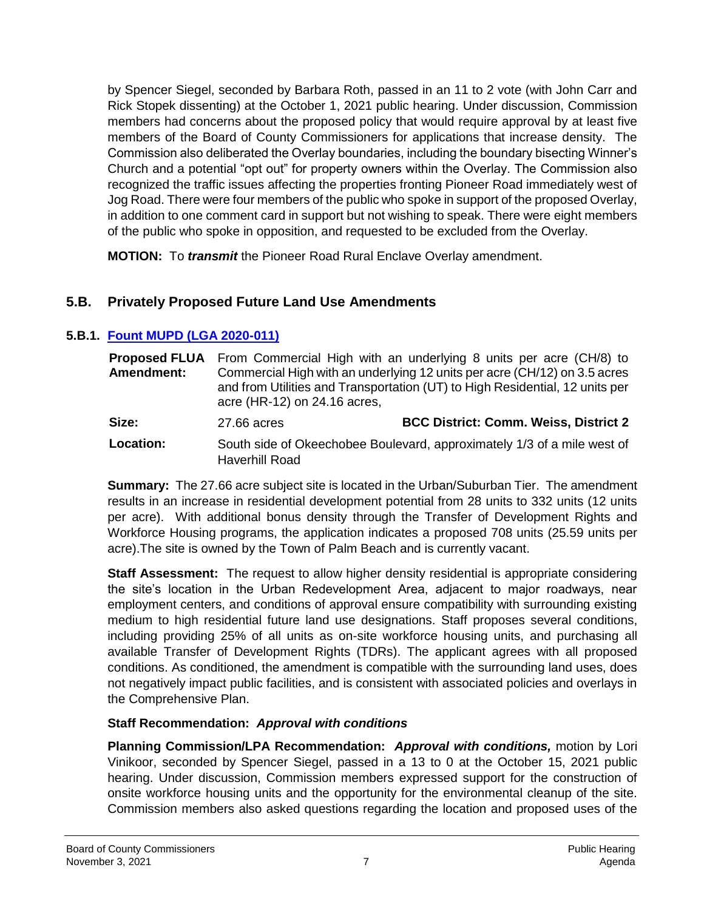by Spencer Siegel, seconded by Barbara Roth, passed in an 11 to 2 vote (with John Carr and Rick Stopek dissenting) at the October 1, 2021 public hearing. Under discussion, Commission members had concerns about the proposed policy that would require approval by at least five members of the Board of County Commissioners for applications that increase density. The Commission also deliberated the Overlay boundaries, including the boundary bisecting Winner's Church and a potential "opt out" for property owners within the Overlay. The Commission also recognized the traffic issues affecting the properties fronting Pioneer Road immediately west of Jog Road. There were four members of the public who spoke in support of the proposed Overlay, in addition to one comment card in support but not wishing to speak. There were eight members of the public who spoke in opposition, and requested to be excluded from the Overlay.

**MOTION:** To ***transmit*** the Pioneer Road Rural Enclave Overlay amendment.

## 5.B. Privately Proposed Future Land Use Amendments

### 5.B.1. Fount MUPD (LGA 2020-011)

| | | |
|---|---|---|
| **Proposed FLUA Amendment:** | From Commercial High with an underlying 8 units per acre (CH/8) to Commercial High with an underlying 12 units per acre (CH/12) on 3.5 acres and from Utilities and Transportation (UT) to High Residential, 12 units per acre (HR-12) on 24.16 acres, | |
| **Size:** | 27.66 acres | **BCC District: Comm. Weiss, District 2** |
| **Location:** | South side of Okeechobee Boulevard, approximately 1/3 of a mile west of Haverhill Road | |

**Summary:** The 27.66 acre subject site is located in the Urban/Suburban Tier. The amendment results in an increase in residential development potential from 28 units to 332 units (12 units per acre). With additional bonus density through the Transfer of Development Rights and Workforce Housing programs, the application indicates a proposed 708 units (25.59 units per acre).The site is owned by the Town of Palm Beach and is currently vacant.

**Staff Assessment:** The request to allow higher density residential is appropriate considering the site's location in the Urban Redevelopment Area, adjacent to major roadways, near employment centers, and conditions of approval ensure compatibility with surrounding existing medium to high residential future land use designations. Staff proposes several conditions, including providing 25% of all units as on-site workforce housing units, and purchasing all available Transfer of Development Rights (TDRs). The applicant agrees with all proposed conditions. As conditioned, the amendment is compatible with the surrounding land uses, does not negatively impact public facilities, and is consistent with associated policies and overlays in the Comprehensive Plan.

**Staff Recommendation:** ***Approval with conditions***

**Planning Commission/LPA Recommendation:** ***Approval with conditions,*** motion by Lori Vinikoor, seconded by Spencer Siegel, passed in a 13 to 0 at the October 15, 2021 public hearing. Under discussion, Commission members expressed support for the construction of onsite workforce housing units and the opportunity for the environmental cleanup of the site. Commission members also asked questions regarding the location and proposed uses of the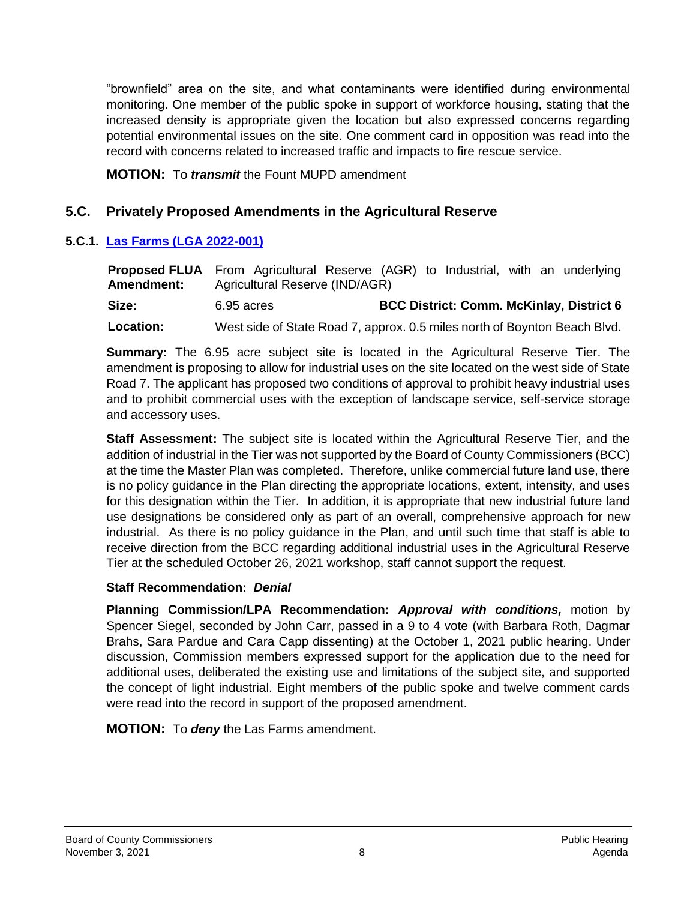"brownfield" area on the site, and what contaminants were identified during environmental monitoring. One member of the public spoke in support of workforce housing, stating that the increased density is appropriate given the location but also expressed concerns regarding potential environmental issues on the site. One comment card in opposition was read into the record with concerns related to increased traffic and impacts to fire rescue service.

**MOTION:** To ***transmit*** the Fount MUPD amendment

## 5.C. Privately Proposed Amendments in the Agricultural Reserve

### 5.C.1. [Las Farms (LGA 2022-001)]

| | | |
|---|---|---|
| **Proposed FLUA Amendment:** | From Agricultural Reserve (AGR) to Industrial, with an underlying Agricultural Reserve (IND/AGR) | |
| **Size:** | 6.95 acres | **BCC District: Comm. McKinlay, District 6** |
| **Location:** | West side of State Road 7, approx. 0.5 miles north of Boynton Beach Blvd. | |

**Summary:** The 6.95 acre subject site is located in the Agricultural Reserve Tier. The amendment is proposing to allow for industrial uses on the site located on the west side of State Road 7. The applicant has proposed two conditions of approval to prohibit heavy industrial uses and to prohibit commercial uses with the exception of landscape service, self-service storage and accessory uses.

**Staff Assessment:** The subject site is located within the Agricultural Reserve Tier, and the addition of industrial in the Tier was not supported by the Board of County Commissioners (BCC) at the time the Master Plan was completed. Therefore, unlike commercial future land use, there is no policy guidance in the Plan directing the appropriate locations, extent, intensity, and uses for this designation within the Tier. In addition, it is appropriate that new industrial future land use designations be considered only as part of an overall, comprehensive approach for new industrial. As there is no policy guidance in the Plan, and until such time that staff is able to receive direction from the BCC regarding additional industrial uses in the Agricultural Reserve Tier at the scheduled October 26, 2021 workshop, staff cannot support the request.

**Staff Recommendation:** ***Denial***

**Planning Commission/LPA Recommendation:** ***Approval with conditions,*** motion by Spencer Siegel, seconded by John Carr, passed in a 9 to 4 vote (with Barbara Roth, Dagmar Brahs, Sara Pardue and Cara Capp dissenting) at the October 1, 2021 public hearing. Under discussion, Commission members expressed support for the application due to the need for additional uses, deliberated the existing use and limitations of the subject site, and supported the concept of light industrial. Eight members of the public spoke and twelve comment cards were read into the record in support of the proposed amendment.

**MOTION:** To ***deny*** the Las Farms amendment.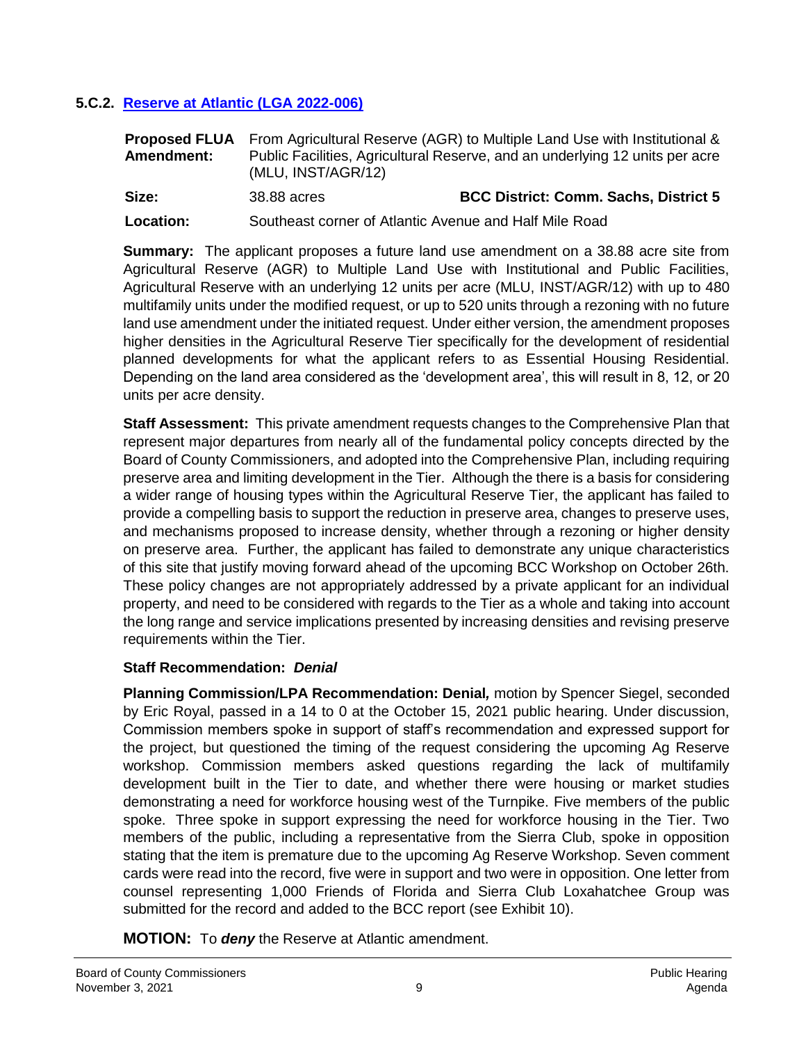### 5.C.2. [Reserve at Atlantic (LGA 2022-006)]

| | | |
|---|---|---|
| **Proposed FLUA Amendment:** | From Agricultural Reserve (AGR) to Multiple Land Use with Institutional & Public Facilities, Agricultural Reserve, and an underlying 12 units per acre (MLU, INST/AGR/12) | |
| **Size:** | 38.88 acres | **BCC District: Comm. Sachs, District 5** |
| **Location:** | Southeast corner of Atlantic Avenue and Half Mile Road | |

**Summary:** The applicant proposes a future land use amendment on a 38.88 acre site from Agricultural Reserve (AGR) to Multiple Land Use with Institutional and Public Facilities, Agricultural Reserve with an underlying 12 units per acre (MLU, INST/AGR/12) with up to 480 multifamily units under the modified request, or up to 520 units through a rezoning with no future land use amendment under the initiated request. Under either version, the amendment proposes higher densities in the Agricultural Reserve Tier specifically for the development of residential planned developments for what the applicant refers to as Essential Housing Residential. Depending on the land area considered as the 'development area', this will result in 8, 12, or 20 units per acre density.

**Staff Assessment:** This private amendment requests changes to the Comprehensive Plan that represent major departures from nearly all of the fundamental policy concepts directed by the Board of County Commissioners, and adopted into the Comprehensive Plan, including requiring preserve area and limiting development in the Tier. Although the there is a basis for considering a wider range of housing types within the Agricultural Reserve Tier, the applicant has failed to provide a compelling basis to support the reduction in preserve area, changes to preserve uses, and mechanisms proposed to increase density, whether through a rezoning or higher density on preserve area. Further, the applicant has failed to demonstrate any unique characteristics of this site that justify moving forward ahead of the upcoming BCC Workshop on October 26th. These policy changes are not appropriately addressed by a private applicant for an individual property, and need to be considered with regards to the Tier as a whole and taking into account the long range and service implications presented by increasing densities and revising preserve requirements within the Tier.

**Staff Recommendation:** ***Denial***

**Planning Commission/LPA Recommendation: Denial***,* motion by Spencer Siegel, seconded by Eric Royal, passed in a 14 to 0 at the October 15, 2021 public hearing. Under discussion, Commission members spoke in support of staff's recommendation and expressed support for the project, but questioned the timing of the request considering the upcoming Ag Reserve workshop. Commission members asked questions regarding the lack of multifamily development built in the Tier to date, and whether there were housing or market studies demonstrating a need for workforce housing west of the Turnpike. Five members of the public spoke. Three spoke in support expressing the need for workforce housing in the Tier. Two members of the public, including a representative from the Sierra Club, spoke in opposition stating that the item is premature due to the upcoming Ag Reserve Workshop. Seven comment cards were read into the record, five were in support and two were in opposition. One letter from counsel representing 1,000 Friends of Florida and Sierra Club Loxahatchee Group was submitted for the record and added to the BCC report (see Exhibit 10).

**MOTION:** To ***deny*** the Reserve at Atlantic amendment.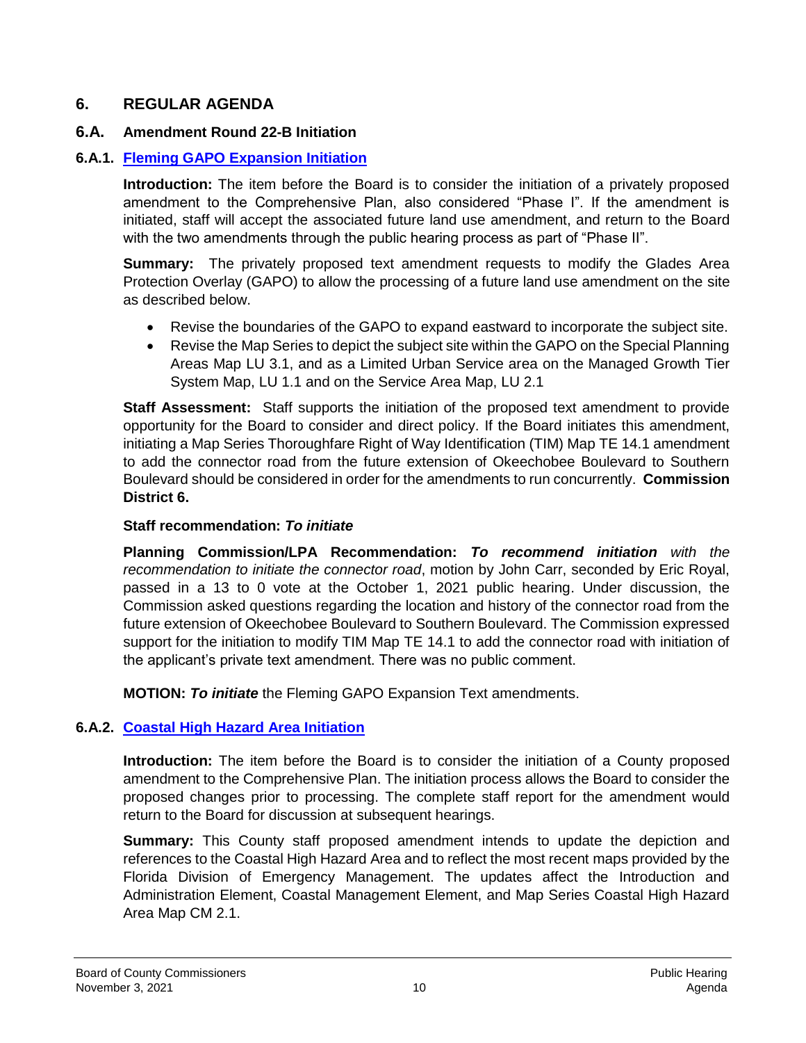## 6. REGULAR AGENDA

### 6.A. Amendment Round 22-B Initiation

### 6.A.1. Fleming GAPO Expansion Initiation

**Introduction:** The item before the Board is to consider the initiation of a privately proposed amendment to the Comprehensive Plan, also considered "Phase I". If the amendment is initiated, staff will accept the associated future land use amendment, and return to the Board with the two amendments through the public hearing process as part of "Phase II".

**Summary:** The privately proposed text amendment requests to modify the Glades Area Protection Overlay (GAPO) to allow the processing of a future land use amendment on the site as described below.

- Revise the boundaries of the GAPO to expand eastward to incorporate the subject site.
- Revise the Map Series to depict the subject site within the GAPO on the Special Planning Areas Map LU 3.1, and as a Limited Urban Service area on the Managed Growth Tier System Map, LU 1.1 and on the Service Area Map, LU 2.1

**Staff Assessment:** Staff supports the initiation of the proposed text amendment to provide opportunity for the Board to consider and direct policy. If the Board initiates this amendment, initiating a Map Series Thoroughfare Right of Way Identification (TIM) Map TE 14.1 amendment to add the connector road from the future extension of Okeechobee Boulevard to Southern Boulevard should be considered in order for the amendments to run concurrently. **Commission District 6.**

**Staff recommendation:** ***To initiate***

**Planning Commission/LPA Recommendation:** ***To recommend initiation*** *with the recommendation to initiate the connector road*, motion by John Carr, seconded by Eric Royal, passed in a 13 to 0 vote at the October 1, 2021 public hearing. Under discussion, the Commission asked questions regarding the location and history of the connector road from the future extension of Okeechobee Boulevard to Southern Boulevard. The Commission expressed support for the initiation to modify TIM Map TE 14.1 to add the connector road with initiation of the applicant's private text amendment. There was no public comment.

**MOTION:** ***To initiate*** the Fleming GAPO Expansion Text amendments.

### 6.A.2. Coastal High Hazard Area Initiation

**Introduction:** The item before the Board is to consider the initiation of a County proposed amendment to the Comprehensive Plan. The initiation process allows the Board to consider the proposed changes prior to processing. The complete staff report for the amendment would return to the Board for discussion at subsequent hearings.

**Summary:** This County staff proposed amendment intends to update the depiction and references to the Coastal High Hazard Area and to reflect the most recent maps provided by the Florida Division of Emergency Management. The updates affect the Introduction and Administration Element, Coastal Management Element, and Map Series Coastal High Hazard Area Map CM 2.1.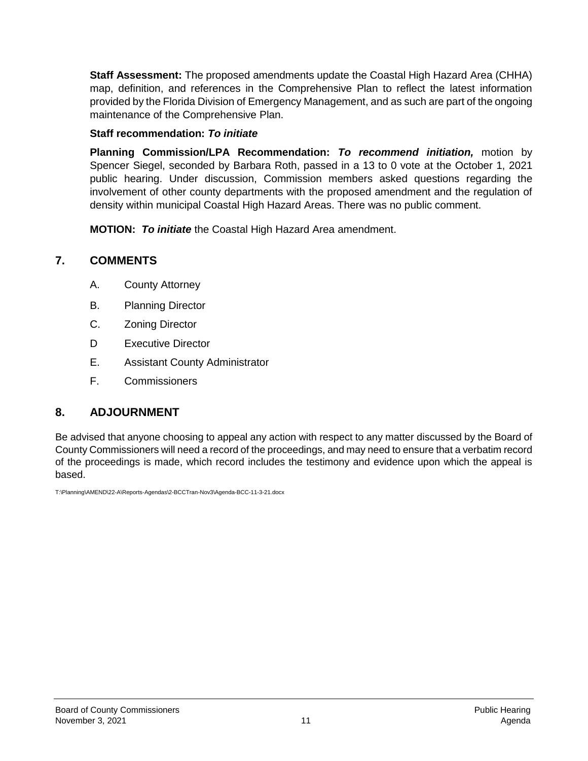**Staff Assessment:** The proposed amendments update the Coastal High Hazard Area (CHHA) map, definition, and references in the Comprehensive Plan to reflect the latest information provided by the Florida Division of Emergency Management, and as such are part of the ongoing maintenance of the Comprehensive Plan.

**Staff recommendation:** ***To initiate***

**Planning Commission/LPA Recommendation:** ***To recommend initiation,*** motion by Spencer Siegel, seconded by Barbara Roth, passed in a 13 to 0 vote at the October 1, 2021 public hearing. Under discussion, Commission members asked questions regarding the involvement of other county departments with the proposed amendment and the regulation of density within municipal Coastal High Hazard Areas. There was no public comment.

**MOTION:** ***To initiate*** the Coastal High Hazard Area amendment.

## 7. COMMENTS

A. County Attorney

B. Planning Director

C. Zoning Director

D Executive Director

E. Assistant County Administrator

F. Commissioners

## 8. ADJOURNMENT

Be advised that anyone choosing to appeal any action with respect to any matter discussed by the Board of County Commissioners will need a record of the proceedings, and may need to ensure that a verbatim record of the proceedings is made, which record includes the testimony and evidence upon which the appeal is based.

T:\Planning\AMEND\22-A\Reports-Agendas\2-BCCTran-Nov3\Agenda-BCC-11-3-21.docx